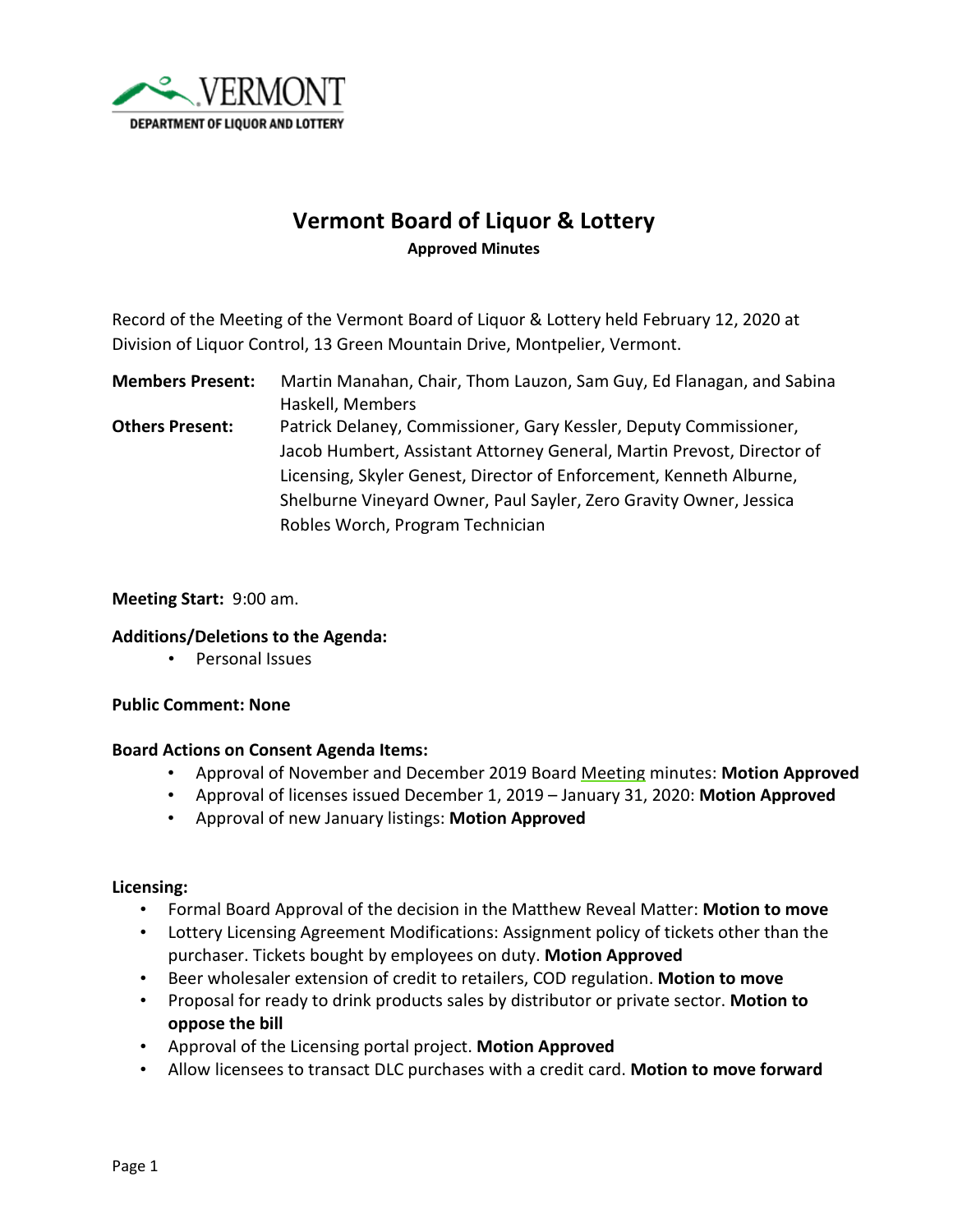VERMONT
DEPARTMENT OF LIQUOR AND LOTTERY

# Vermont Board of Liquor & Lottery

**Approved Minutes**

Record of the Meeting of the Vermont Board of Liquor & Lottery held February 12, 2020 at Division of Liquor Control, 13 Green Mountain Drive, Montpelier, Vermont.

**Members Present:** Martin Manahan, Chair, Thom Lauzon, Sam Guy, Ed Flanagan, and Sabina Haskell, Members

**Others Present:** Patrick Delaney, Commissioner, Gary Kessler, Deputy Commissioner, Jacob Humbert, Assistant Attorney General, Martin Prevost, Director of Licensing, Skyler Genest, Director of Enforcement, Kenneth Alburne, Shelburne Vineyard Owner, Paul Sayler, Zero Gravity Owner, Jessica Robles Worch, Program Technician

**Meeting Start:** 9:00 am.

**Additions/Deletions to the Agenda:**

- Personal Issues

**Public Comment: None**

**Board Actions on Consent Agenda Items:**

- Approval of November and December 2019 Board Meeting minutes: **Motion Approved**
- Approval of licenses issued December 1, 2019 – January 31, 2020: **Motion Approved**
- Approval of new January listings: **Motion Approved**

**Licensing:**

- Formal Board Approval of the decision in the Matthew Reveal Matter: **Motion to move**
- Lottery Licensing Agreement Modifications: Assignment policy of tickets other than the purchaser. Tickets bought by employees on duty. **Motion Approved**
- Beer wholesaler extension of credit to retailers, COD regulation. **Motion to move**
- Proposal for ready to drink products sales by distributor or private sector. **Motion to oppose the bill**
- Approval of the Licensing portal project. **Motion Approved**
- Allow licensees to transact DLC purchases with a credit card. **Motion to move forward**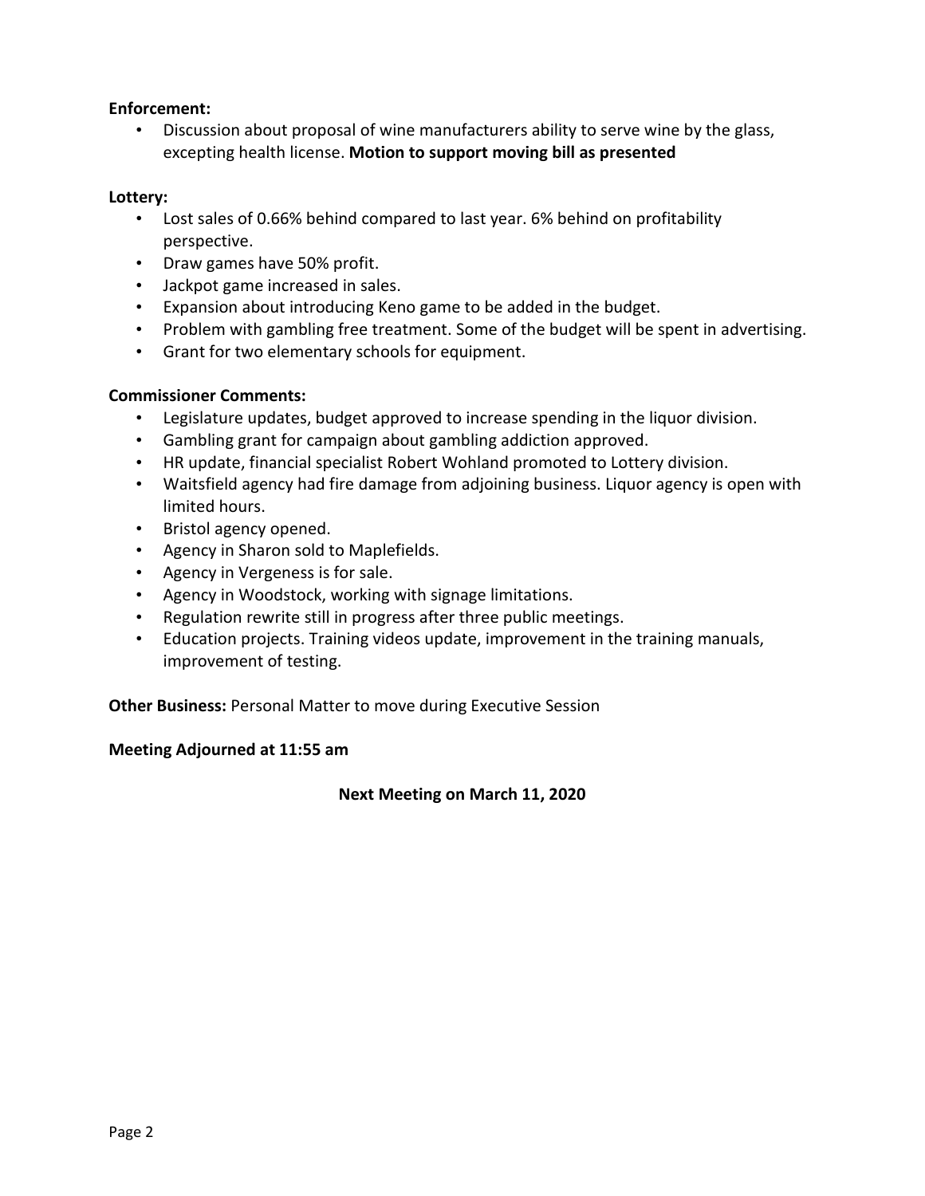**Enforcement:**

- Discussion about proposal of wine manufacturers ability to serve wine by the glass, excepting health license. **Motion to support moving bill as presented**

**Lottery:**

- Lost sales of 0.66% behind compared to last year. 6% behind on profitability perspective.
- Draw games have 50% profit.
- Jackpot game increased in sales.
- Expansion about introducing Keno game to be added in the budget.
- Problem with gambling free treatment. Some of the budget will be spent in advertising.
- Grant for two elementary schools for equipment.

**Commissioner Comments:**

- Legislature updates, budget approved to increase spending in the liquor division.
- Gambling grant for campaign about gambling addiction approved.
- HR update, financial specialist Robert Wohland promoted to Lottery division.
- Waitsfield agency had fire damage from adjoining business. Liquor agency is open with limited hours.
- Bristol agency opened.
- Agency in Sharon sold to Maplefields.
- Agency in Vergeness is for sale.
- Agency in Woodstock, working with signage limitations.
- Regulation rewrite still in progress after three public meetings.
- Education projects. Training videos update, improvement in the training manuals, improvement of testing.

**Other Business:** Personal Matter to move during Executive Session

**Meeting Adjourned at 11:55 am**

**Next Meeting on March 11, 2020**